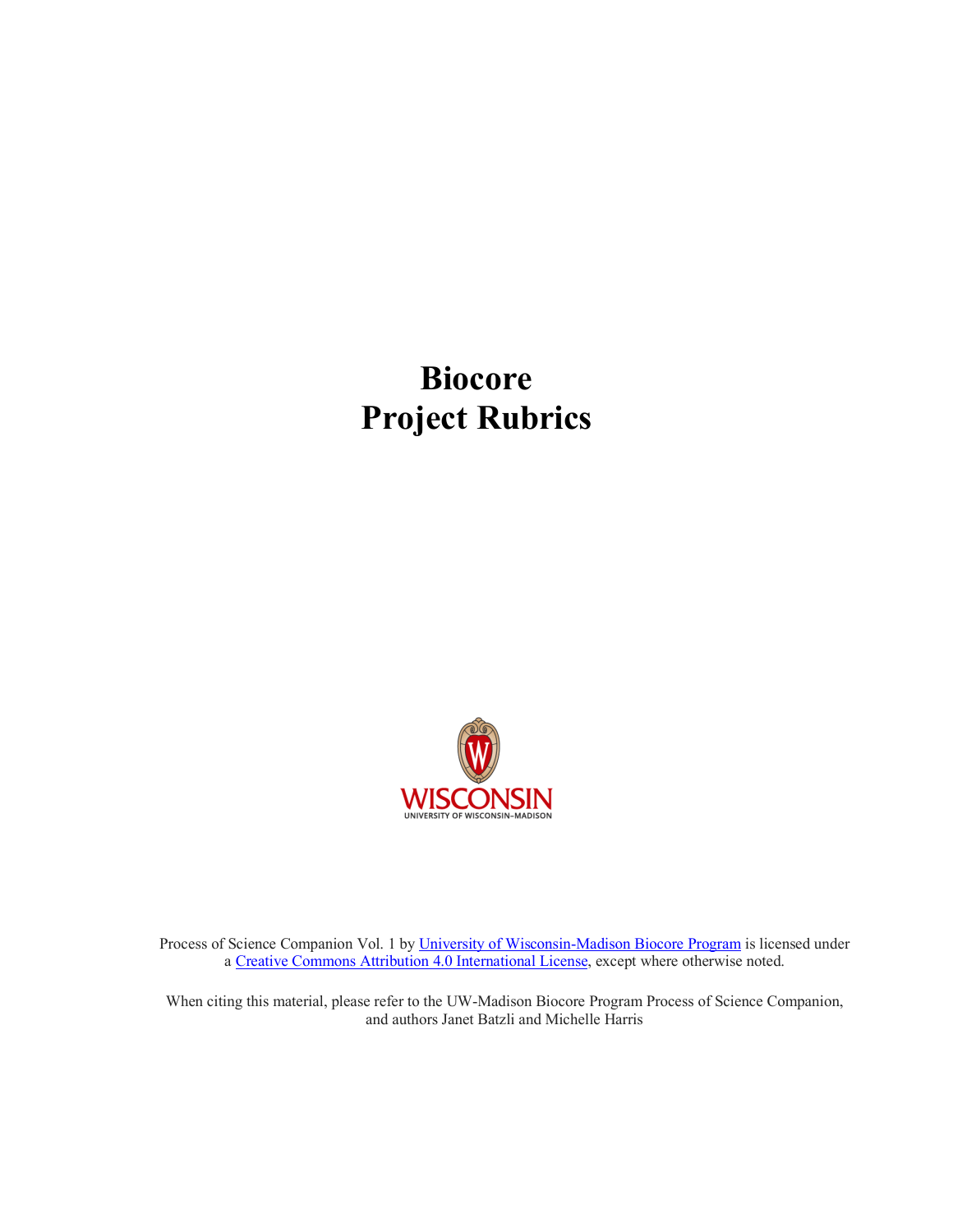# Biocore
# Project Rubrics

WISCONSIN
UNIVERSITY OF WISCONSIN–MADISON

Process of Science Companion Vol. 1 by [University of Wisconsin-Madison Biocore Program] is licensed under a [Creative Commons Attribution 4.0 International License], except where otherwise noted.

When citing this material, please refer to the UW-Madison Biocore Program Process of Science Companion, and authors Janet Batzli and Michelle Harris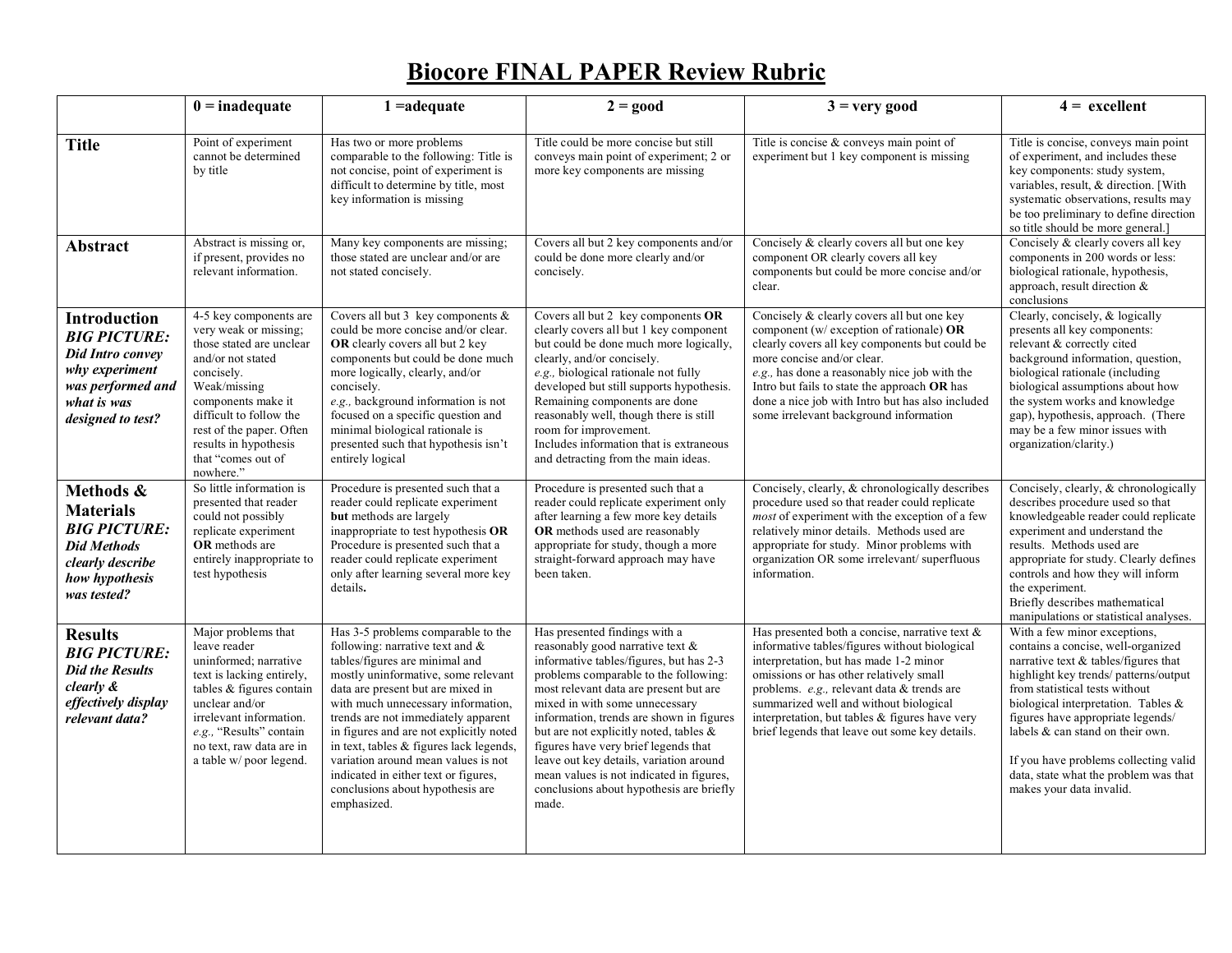# Biocore FINAL PAPER Review Rubric

| | 0 = inadequate | 1 =adequate | 2 = good | 3 = very good | 4 = excellent |
|---|---|---|---|---|---|
| **Title** | Point of experiment cannot be determined by title | Has two or more problems comparable to the following: Title is not concise, point of experiment is difficult to determine by title, most key information is missing | Title could be more concise but still conveys main point of experiment; 2 or more key components are missing | Title is concise & conveys main point of experiment but 1 key component is missing | Title is concise, conveys main point of experiment, and includes these key components: study system, variables, result, & direction. [With systematic observations, results may be too preliminary to define direction so title should be more general.] |
| **Abstract** | Abstract is missing or, if present, provides no relevant information. | Many key components are missing; those stated are unclear and/or are not stated concisely. | Covers all but 2 key components and/or could be done more clearly and/or concisely. | Concisely & clearly covers all but one key component OR clearly covers all key components but could be more concise and/or clear. | Concisely & clearly covers all key components in 200 words or less: biological rationale, hypothesis, approach, result direction & conclusions |
| **Introduction** ***BIG PICTURE: Did Intro convey why experiment was performed and what is was designed to test?*** | 4-5 key components are very weak or missing; those stated are unclear and/or not stated concisely. Weak/missing components make it difficult to follow the rest of the paper. Often results in hypothesis that "comes out of nowhere." | Covers all but 3 key components & could be more concise and/or clear. **OR** clearly covers all but 2 key components but could be done much more logically, clearly, and/or concisely. *e.g.,* background information is not focused on a specific question and minimal biological rationale is presented such that hypothesis isn't entirely logical | Covers all but 2 key components **OR** clearly covers all but 1 key component but could be done much more logically, clearly, and/or concisely. *e.g.,* biological rationale not fully developed but still supports hypothesis. Remaining components are done reasonably well, though there is still room for improvement. Includes information that is extraneous and detracting from the main ideas. | Concisely & clearly covers all but one key component (w/ exception of rationale) **OR** clearly covers all key components but could be more concise and/or clear. *e.g.,* has done a reasonably nice job with the Intro but fails to state the approach **OR** has done a nice job with Intro but has also included some irrelevant background information | Clearly, concisely, & logically presents all key components: relevant & correctly cited background information, question, biological rationale (including biological assumptions about how the system works and knowledge gap), hypothesis, approach. (There may be a few minor issues with organization/clarity.) |
| **Methods & Materials** ***BIG PICTURE: Did Methods clearly describe how hypothesis was tested?*** | So little information is presented that reader could not possibly replicate experiment **OR** methods are entirely inappropriate to test hypothesis | Procedure is presented such that a reader could replicate experiment **but** methods are largely inappropriate to test hypothesis **OR** Procedure is presented such that a reader could replicate experiment only after learning several more key details**.** | Procedure is presented such that a reader could replicate experiment only after learning a few more key details **OR** methods used are reasonably appropriate for study, though a more straight-forward approach may have been taken. | Concisely, clearly, & chronologically describes procedure used so that reader could replicate *most* of experiment with the exception of a few relatively minor details. Methods used are appropriate for study. Minor problems with organization OR some irrelevant/ superfluous information. | Concisely, clearly, & chronologically describes procedure used so that knowledgeable reader could replicate experiment and understand the results. Methods used are appropriate for study. Clearly defines controls and how they will inform the experiment. Briefly describes mathematical manipulations or statistical analyses. |
| **Results** ***BIG PICTURE: Did the Results clearly & effectively display relevant data?*** | Major problems that leave reader uninformed; narrative text is lacking entirely, tables & figures contain unclear and/or irrelevant information. *e.g.,* "Results" contain no text, raw data are in a table w/ poor legend. | Has 3-5 problems comparable to the following: narrative text & tables/figures are minimal and mostly uninformative, some relevant data are present but are mixed in with much unnecessary information, trends are not immediately apparent in figures and are not explicitly noted in text, tables & figures lack legends, variation around mean values is not indicated in either text or figures, conclusions about hypothesis are emphasized. | Has presented findings with a reasonably good narrative text & informative tables/figures, but has 2-3 problems comparable to the following: most relevant data are present but are mixed in with some unnecessary information, trends are shown in figures but are not explicitly noted, tables & figures have very brief legends that leave out key details, variation around mean values is not indicated in figures, conclusions about hypothesis are briefly made. | Has presented both a concise, narrative text & informative tables/figures without biological interpretation, but has made 1-2 minor omissions or has other relatively small problems. *e.g.,* relevant data & trends are summarized well and without biological interpretation, but tables & figures have very brief legends that leave out some key details. | With a few minor exceptions, contains a concise, well-organized narrative text & tables/figures that highlight key trends/ patterns/output from statistical tests without biological interpretation. Tables & figures have appropriate legends/ labels & can stand on their own.<br><br>If you have problems collecting valid data, state what the problem was that makes your data invalid. |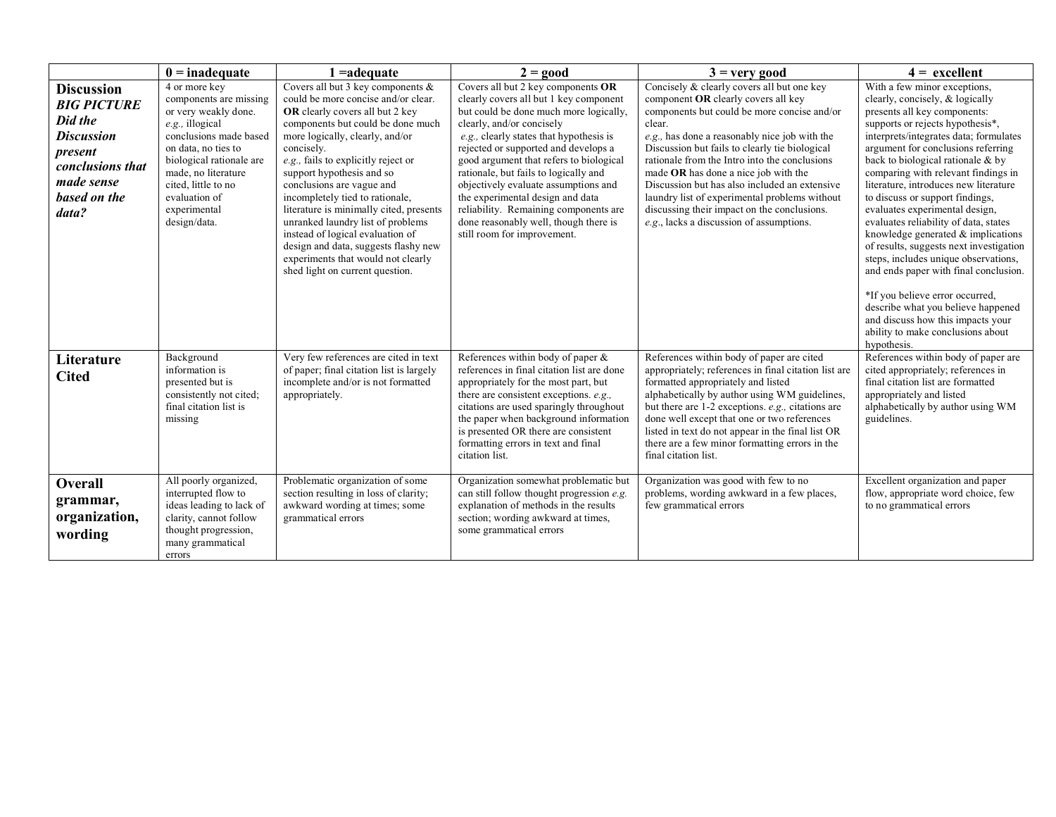| | 0 = inadequate | 1 =adequate | 2 = good | 3 = very good | 4 = excellent |
|---|---|---|---|---|---|
| **Discussion** ***BIG PICTURE Did the Discussion present conclusions that made sense based on the data?*** | 4 or more key components are missing or very weakly done. *e.g.,* illogical conclusions made based on data, no ties to biological rationale are made, no literature cited, little to no evaluation of experimental design/data. | Covers all but 3 key components & could be more concise and/or clear. **OR** clearly covers all but 2 key components but could be done much more logically, clearly, and/or concisely. *e.g.,* fails to explicitly reject or support hypothesis and so conclusions are vague and incompletely tied to rationale, literature is minimally cited, presents unranked laundry list of problems instead of logical evaluation of design and data, suggests flashy new experiments that would not clearly shed light on current question. | Covers all but 2 key components **OR** clearly covers all but 1 key component but could be done much more logically, clearly, and/or concisely *e.g.,* clearly states that hypothesis is rejected or supported and develops a good argument that refers to biological rationale, but fails to logically and objectively evaluate assumptions and the experimental design and data reliability. Remaining components are done reasonably well, though there is still room for improvement. | Concisely & clearly covers all but one key component **OR** clearly covers all key components but could be more concise and/or clear. *e.g.,* has done a reasonably nice job with the Discussion but fails to clearly tie biological rationale from the Intro into the conclusions made **OR** has done a nice job with the Discussion but has also included an extensive laundry list of experimental problems without discussing their impact on the conclusions. *e.g.*, lacks a discussion of assumptions. | With a few minor exceptions, clearly, concisely, & logically presents all key components: supports or rejects hypothesis*, interprets/integrates data; formulates argument for conclusions referring back to biological rationale & by comparing with relevant findings in literature, introduces new literature to discuss or support findings, evaluates experimental design, evaluates reliability of data, states knowledge generated & implications of results, suggests next investigation steps, includes unique observations, and ends paper with final conclusion. *If you believe error occurred, describe what you believe happened and discuss how this impacts your ability to make conclusions about hypothesis. |
| **Literature Cited** | Background information is presented but is consistently not cited; final citation list is missing | Very few references are cited in text of paper; final citation list is largely incomplete and/or is not formatted appropriately. | References within body of paper & references in final citation list are done appropriately for the most part, but there are consistent exceptions. *e.g.,* citations are used sparingly throughout the paper when background information is presented OR there are consistent formatting errors in text and final citation list. | References within body of paper are cited appropriately; references in final citation list are formatted appropriately and listed alphabetically by author using WM guidelines, but there are 1-2 exceptions. *e.g.,* citations are done well except that one or two references listed in text do not appear in the final list OR there are a few minor formatting errors in the final citation list. | References within body of paper are cited appropriately; references in final citation list are formatted appropriately and listed alphabetically by author using WM guidelines. |
| **Overall grammar, organization, wording** | All poorly organized, interrupted flow to ideas leading to lack of clarity, cannot follow thought progression, many grammatical errors | Problematic organization of some section resulting in loss of clarity; awkward wording at times; some grammatical errors | Organization somewhat problematic but can still follow thought progression *e.g.* explanation of methods in the results section; wording awkward at times, some grammatical errors | Organization was good with few to no problems, wording awkward in a few places, few grammatical errors | Excellent organization and paper flow, appropriate word choice, few to no grammatical errors |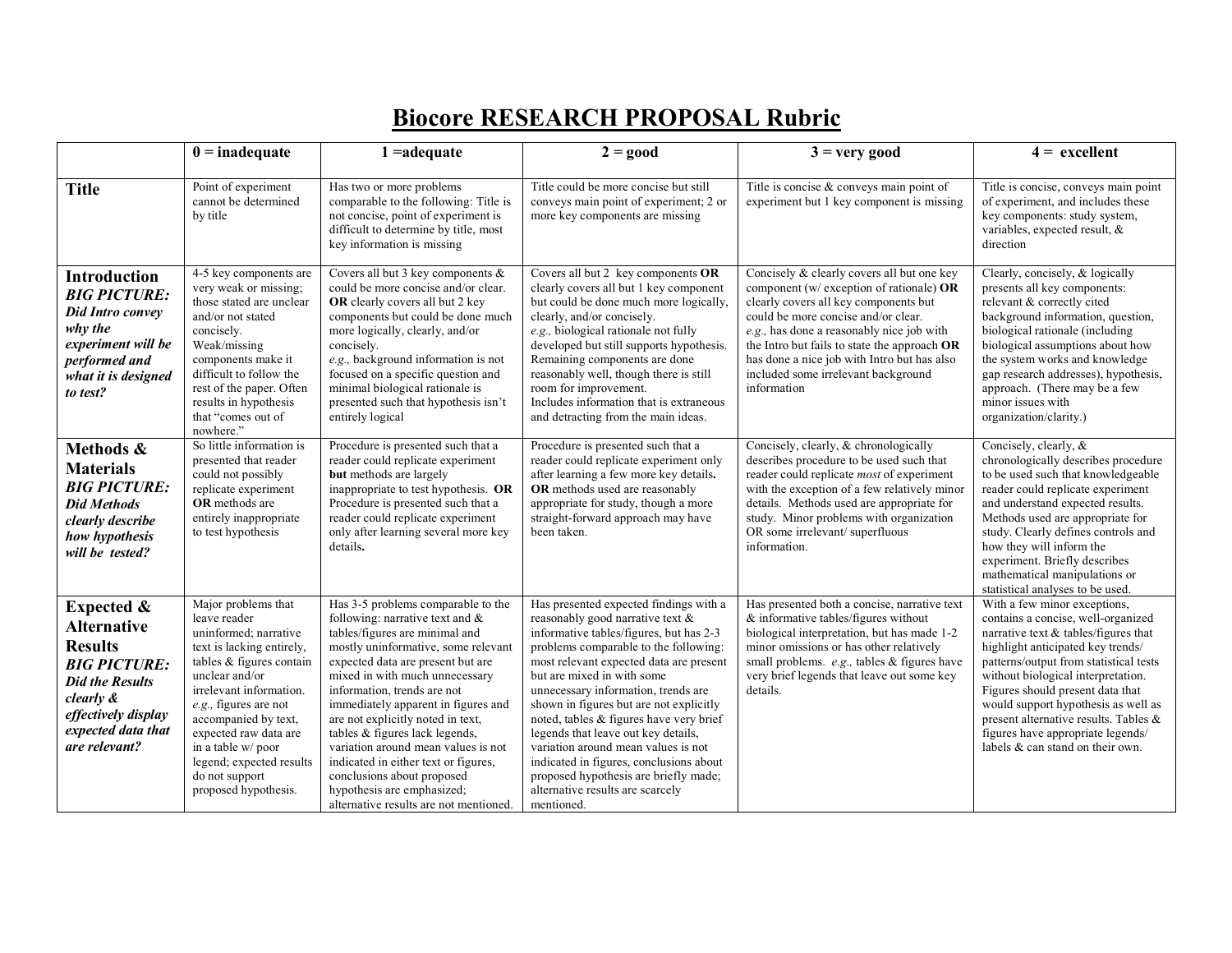# Biocore RESEARCH PROPOSAL Rubric

| | 0 = inadequate | 1 =adequate | 2 = good | 3 = very good | 4 = excellent |
|---|---|---|---|---|---|
| **Title** | Point of experiment cannot be determined by title | Has two or more problems comparable to the following: Title is not concise, point of experiment is difficult to determine by title, most key information is missing | Title could be more concise but still conveys main point of experiment; 2 or more key components are missing | Title is concise & conveys main point of experiment but 1 key component is missing | Title is concise, conveys main point of experiment, and includes these key components: study system, variables, expected result, & direction |
| **Introduction** ***BIG PICTURE: Did Intro convey why the experiment will be performed and what it is designed to test?*** | 4-5 key components are very weak or missing; those stated are unclear and/or not stated concisely. Weak/missing components make it difficult to follow the rest of the paper. Often results in hypothesis that "comes out of nowhere." | Covers all but 3 key components & could be more concise and/or clear. **OR** clearly covers all but 2 key components but could be done much more logically, clearly, and/or concisely. *e.g.,* background information is not focused on a specific question and minimal biological rationale is presented such that hypothesis isn't entirely logical | Covers all but 2 key components **OR** clearly covers all but 1 key component but could be done much more logically, clearly, and/or concisely. *e.g.,* biological rationale not fully developed but still supports hypothesis. Remaining components are done reasonably well, though there is still room for improvement. Includes information that is extraneous and detracting from the main ideas. | Concisely & clearly covers all but one key component (w/ exception of rationale) **OR** clearly covers all key components but could be more concise and/or clear. *e.g.,* has done a reasonably nice job with the Intro but fails to state the approach **OR** has done a nice job with Intro but has also included some irrelevant background information | Clearly, concisely, & logically presents all key components: relevant & correctly cited background information, question, biological rationale (including biological assumptions about how the system works and knowledge gap research addresses), hypothesis, approach. (There may be a few minor issues with organization/clarity.) |
| **Methods & Materials** ***BIG PICTURE: Did Methods clearly describe how hypothesis will be tested?*** | So little information is presented that reader could not possibly replicate experiment **OR** methods are entirely inappropriate to test hypothesis | Procedure is presented such that a reader could replicate experiment **but** methods are largely inappropriate to test hypothesis. **OR** Procedure is presented such that a reader could replicate experiment only after learning several more key details**.** | Procedure is presented such that a reader could replicate experiment only after learning a few more key details**. OR** methods used are reasonably appropriate for study, though a more straight-forward approach may have been taken. | Concisely, clearly, & chronologically describes procedure to be used such that reader could replicate *most* of experiment with the exception of a few relatively minor details. Methods used are appropriate for study. Minor problems with organization OR some irrelevant/ superfluous information. | Concisely, clearly, & chronologically describes procedure to be used such that knowledgeable reader could replicate experiment and understand expected results. Methods used are appropriate for study. Clearly defines controls and how they will inform the experiment. Briefly describes mathematical manipulations or statistical analyses to be used. |
| **Expected & Alternative Results** ***BIG PICTURE: Did the Results clearly & effectively display expected data that are relevant?*** | Major problems that leave reader uninformed; narrative text is lacking entirely, tables & figures contain unclear and/or irrelevant information. *e.g.,* figures are not accompanied by text, expected raw data are in a table w/ poor legend; expected results do not support proposed hypothesis. | Has 3-5 problems comparable to the following: narrative text and & tables/figures are minimal and mostly uninformative, some relevant expected data are present but are mixed in with much unnecessary information, trends are not immediately apparent in figures and are not explicitly noted in text, tables & figures lack legends, variation around mean values is not indicated in either text or figures, conclusions about proposed hypothesis are emphasized; alternative results are not mentioned. | Has presented expected findings with a reasonably good narrative text & informative tables/figures, but has 2-3 problems comparable to the following: most relevant expected data are present but are mixed in with some unnecessary information, trends are shown in figures but are not explicitly noted, tables & figures have very brief legends that leave out key details, variation around mean values is not indicated in figures, conclusions about proposed hypothesis are briefly made; alternative results are scarcely mentioned. | Has presented both a concise, narrative text & informative tables/figures without biological interpretation, but has made 1-2 minor omissions or has other relatively small problems. *e.g.,* tables & figures have very brief legends that leave out some key details. | With a few minor exceptions, contains a concise, well-organized narrative text & tables/figures that highlight anticipated key trends/ patterns/output from statistical tests without biological interpretation. Figures should present data that would support hypothesis as well as present alternative results. Tables & figures have appropriate legends/ labels & can stand on their own. |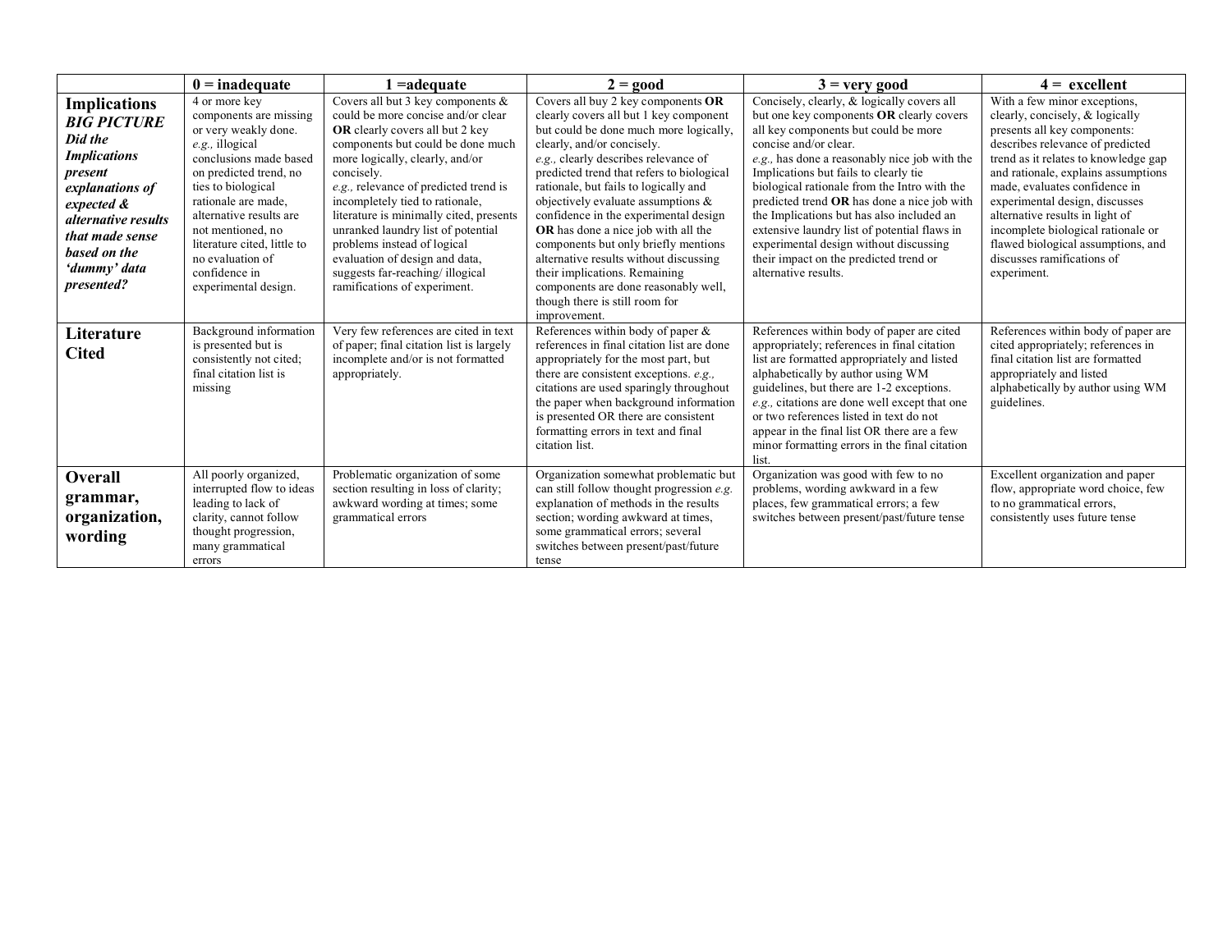|  | 0 = inadequate | 1 =adequate | 2 = good | 3 = very good | 4 = excellent |
|---|---|---|---|---|---|
| **Implications** ***BIG PICTURE*** ***Did the Implications present explanations of expected & alternative results that made sense based on the 'dummy' data presented?*** | 4 or more key components are missing or very weakly done. *e.g.,* illogical conclusions made based on predicted trend, no ties to biological rationale are made, alternative results are not mentioned, no literature cited, little to no evaluation of confidence in experimental design. | Covers all but 3 key components & could be more concise and/or clear **OR** clearly covers all but 2 key components but could be done much more logically, clearly, and/or concisely. *e.g.,* relevance of predicted trend is incompletely tied to rationale, literature is minimally cited, presents unranked laundry list of potential problems instead of logical evaluation of design and data, suggests far-reaching/ illogical ramifications of experiment. | Covers all buy 2 key components **OR** clearly covers all but 1 key component but could be done much more logically, clearly, and/or concisely. *e.g.,* clearly describes relevance of predicted trend that refers to biological rationale, but fails to logically and objectively evaluate assumptions & confidence in the experimental design **OR** has done a nice job with all the components but only briefly mentions alternative results without discussing their implications. Remaining components are done reasonably well, though there is still room for improvement. | Concisely, clearly, & logically covers all but one key components **OR** clearly covers all key components but could be more concise and/or clear. *e.g.,* has done a reasonably nice job with the Implications but fails to clearly tie biological rationale from the Intro with the predicted trend **OR** has done a nice job with the Implications but has also included an extensive laundry list of potential flaws in experimental design without discussing their impact on the predicted trend or alternative results. | With a few minor exceptions, clearly, concisely, & logically presents all key components: describes relevance of predicted trend as it relates to knowledge gap and rationale, explains assumptions made, evaluates confidence in experimental design, discusses alternative results in light of incomplete biological rationale or flawed biological assumptions, and discusses ramifications of experiment. |
| **Literature Cited** | Background information is presented but is consistently not cited; final citation list is missing | Very few references are cited in text of paper; final citation list is largely incomplete and/or is not formatted appropriately. | References within body of paper & references in final citation list are done appropriately for the most part, but there are consistent exceptions. *e.g.,* citations are used sparingly throughout the paper when background information is presented OR there are consistent formatting errors in text and final citation list. | References within body of paper are cited appropriately; references in final citation list are formatted appropriately and listed alphabetically by author using WM guidelines, but there are 1-2 exceptions. *e.g.,* citations are done well except that one or two references listed in text do not appear in the final list OR there are a few minor formatting errors in the final citation list. | References within body of paper are cited appropriately; references in final citation list are formatted appropriately and listed alphabetically by author using WM guidelines. |
| **Overall grammar, organization, wording** | All poorly organized, interrupted flow to ideas leading to lack of clarity, cannot follow thought progression, many grammatical errors | Problematic organization of some section resulting in loss of clarity; awkward wording at times; some grammatical errors | Organization somewhat problematic but can still follow thought progression *e.g.* explanation of methods in the results section; wording awkward at times, some grammatical errors; several switches between present/past/future tense | Organization was good with few to no problems, wording awkward in a few places, few grammatical errors; a few switches between present/past/future tense | Excellent organization and paper flow, appropriate word choice, few to no grammatical errors, consistently uses future tense |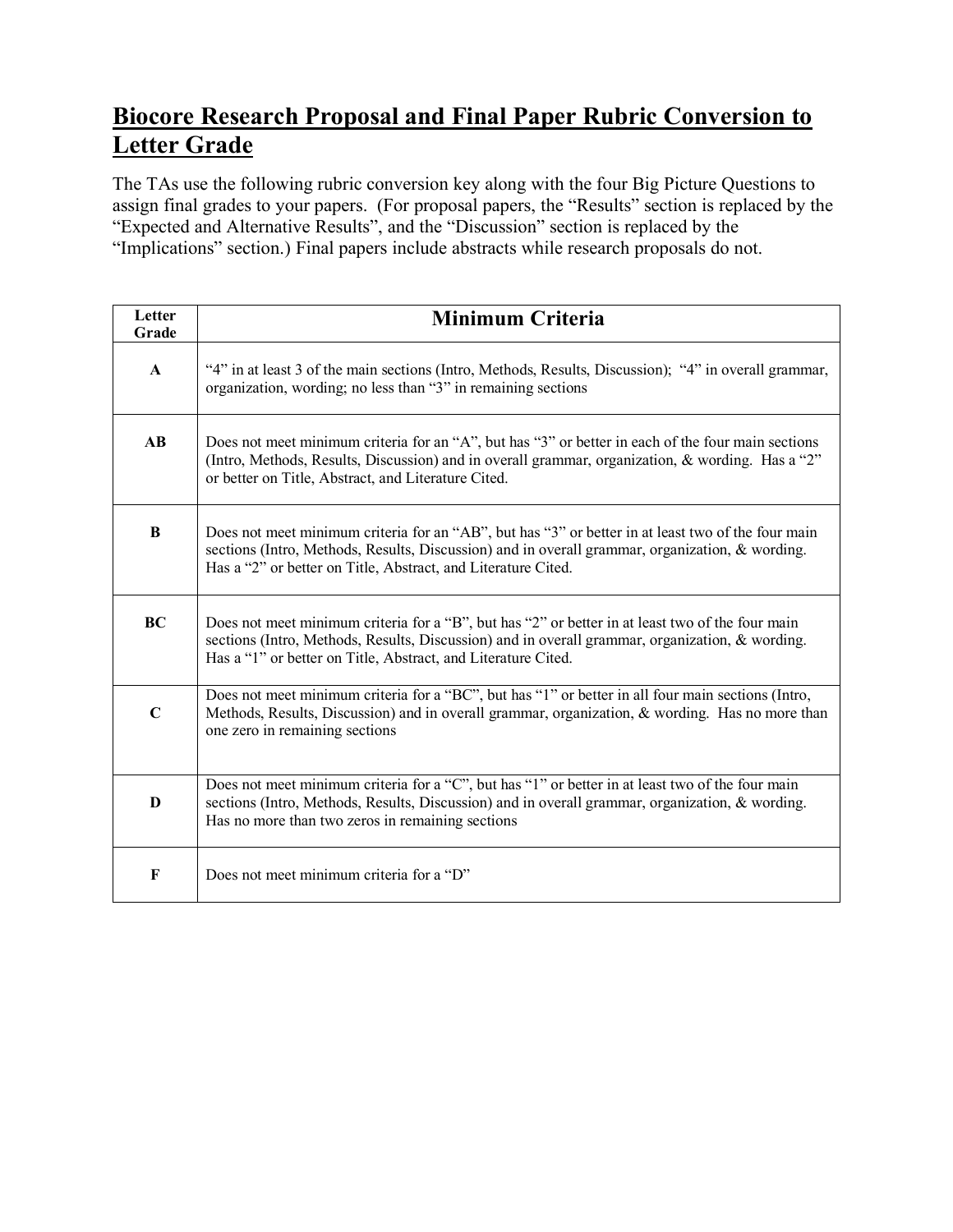# Biocore Research Proposal and Final Paper Rubric Conversion to Letter Grade

The TAs use the following rubric conversion key along with the four Big Picture Questions to assign final grades to your papers. (For proposal papers, the "Results" section is replaced by the "Expected and Alternative Results", and the "Discussion" section is replaced by the "Implications" section.) Final papers include abstracts while research proposals do not.

| Letter Grade | Minimum Criteria |
|---|---|
| A | "4" in at least 3 of the main sections (Intro, Methods, Results, Discussion); "4" in overall grammar, organization, wording; no less than "3" in remaining sections |
| AB | Does not meet minimum criteria for an "A", but has "3" or better in each of the four main sections (Intro, Methods, Results, Discussion) and in overall grammar, organization, & wording. Has a "2" or better on Title, Abstract, and Literature Cited. |
| B | Does not meet minimum criteria for an "AB", but has "3" or better in at least two of the four main sections (Intro, Methods, Results, Discussion) and in overall grammar, organization, & wording. Has a "2" or better on Title, Abstract, and Literature Cited. |
| BC | Does not meet minimum criteria for a "B", but has "2" or better in at least two of the four main sections (Intro, Methods, Results, Discussion) and in overall grammar, organization, & wording. Has a "1" or better on Title, Abstract, and Literature Cited. |
| C | Does not meet minimum criteria for a "BC", but has "1" or better in all four main sections (Intro, Methods, Results, Discussion) and in overall grammar, organization, & wording. Has no more than one zero in remaining sections |
| D | Does not meet minimum criteria for a "C", but has "1" or better in at least two of the four main sections (Intro, Methods, Results, Discussion) and in overall grammar, organization, & wording. Has no more than two zeros in remaining sections |
| F | Does not meet minimum criteria for a "D" |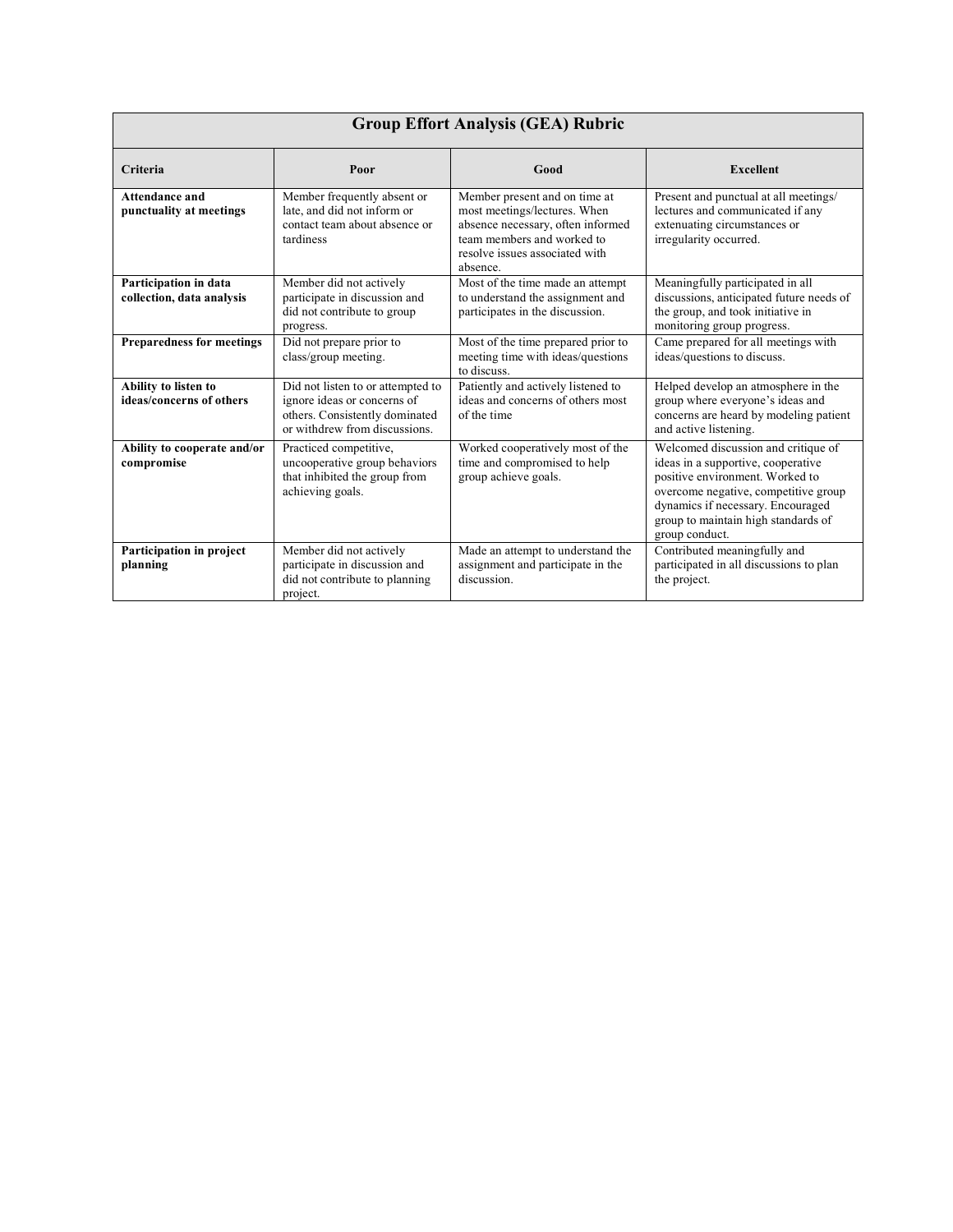| Group Effort Analysis (GEA) Rubric | | | |
|---|---|---|---|
| **Criteria** | **Poor** | **Good** | **Excellent** |
| **Attendance and punctuality at meetings** | Member frequently absent or late, and did not inform or contact team about absence or tardiness | Member present and on time at most meetings/lectures. When absence necessary, often informed team members and worked to resolve issues associated with absence. | Present and punctual at all meetings/ lectures and communicated if any extenuating circumstances or irregularity occurred. |
| **Participation in data collection, data analysis** | Member did not actively participate in discussion and did not contribute to group progress. | Most of the time made an attempt to understand the assignment and participates in the discussion. | Meaningfully participated in all discussions, anticipated future needs of the group, and took initiative in monitoring group progress. |
| **Preparedness for meetings** | Did not prepare prior to class/group meeting. | Most of the time prepared prior to meeting time with ideas/questions to discuss. | Came prepared for all meetings with ideas/questions to discuss. |
| **Ability to listen to ideas/concerns of others** | Did not listen to or attempted to ignore ideas or concerns of others. Consistently dominated or withdrew from discussions. | Patiently and actively listened to ideas and concerns of others most of the time | Helped develop an atmosphere in the group where everyone's ideas and concerns are heard by modeling patient and active listening. |
| **Ability to cooperate and/or compromise** | Practiced competitive, uncooperative group behaviors that inhibited the group from achieving goals. | Worked cooperatively most of the time and compromised to help group achieve goals. | Welcomed discussion and critique of ideas in a supportive, cooperative positive environment. Worked to overcome negative, competitive group dynamics if necessary. Encouraged group to maintain high standards of group conduct. |
| **Participation in project planning** | Member did not actively participate in discussion and did not contribute to planning project. | Made an attempt to understand the assignment and participate in the discussion. | Contributed meaningfully and participated in all discussions to plan the project. |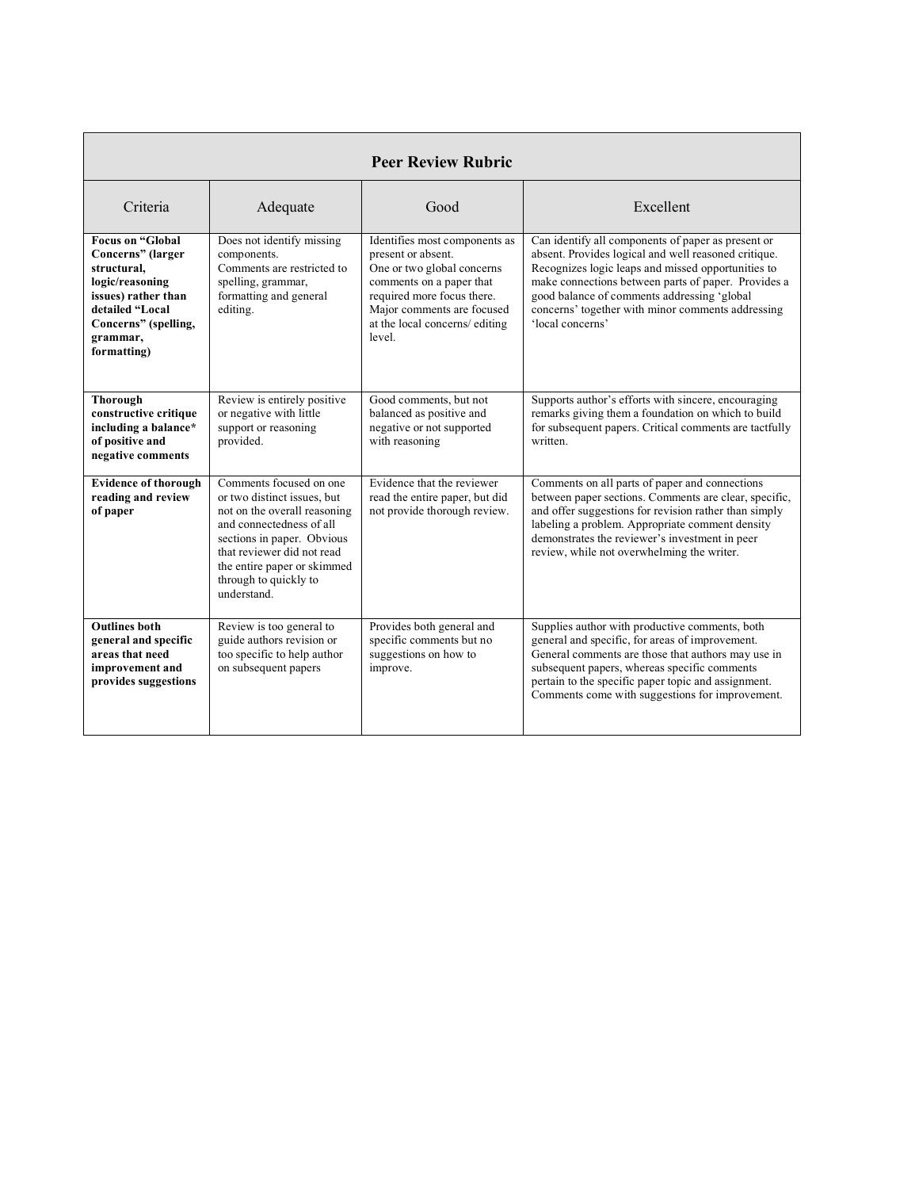| Peer Review Rubric | | | |
|---|---|---|---|
| Criteria | Adequate | Good | Excellent |
| **Focus on "Global Concerns" (larger structural, logic/reasoning issues) rather than detailed "Local Concerns" (spelling, grammar, formatting)** | Does not identify missing components. Comments are restricted to spelling, grammar, formatting and general editing. | Identifies most components as present or absent. One or two global concerns comments on a paper that required more focus there. Major comments are focused at the local concerns/ editing level. | Can identify all components of paper as present or absent. Provides logical and well reasoned critique. Recognizes logic leaps and missed opportunities to make connections between parts of paper. Provides a good balance of comments addressing 'global concerns' together with minor comments addressing 'local concerns' |
| **Thorough constructive critique including a balance* of positive and negative comments** | Review is entirely positive or negative with little support or reasoning provided. | Good comments, but not balanced as positive and negative or not supported with reasoning | Supports author's efforts with sincere, encouraging remarks giving them a foundation on which to build for subsequent papers. Critical comments are tactfully written. |
| **Evidence of thorough reading and review of paper** | Comments focused on one or two distinct issues, but not on the overall reasoning and connectedness of all sections in paper. Obvious that reviewer did not read the entire paper or skimmed through to quickly to understand. | Evidence that the reviewer read the entire paper, but did not provide thorough review. | Comments on all parts of paper and connections between paper sections. Comments are clear, specific, and offer suggestions for revision rather than simply labeling a problem. Appropriate comment density demonstrates the reviewer's investment in peer review, while not overwhelming the writer. |
| **Outlines both general and specific areas that need improvement and provides suggestions** | Review is too general to guide authors revision or too specific to help author on subsequent papers | Provides both general and specific comments but no suggestions on how to improve. | Supplies author with productive comments, both general and specific, for areas of improvement. General comments are those that authors may use in subsequent papers, whereas specific comments pertain to the specific paper topic and assignment. Comments come with suggestions for improvement. |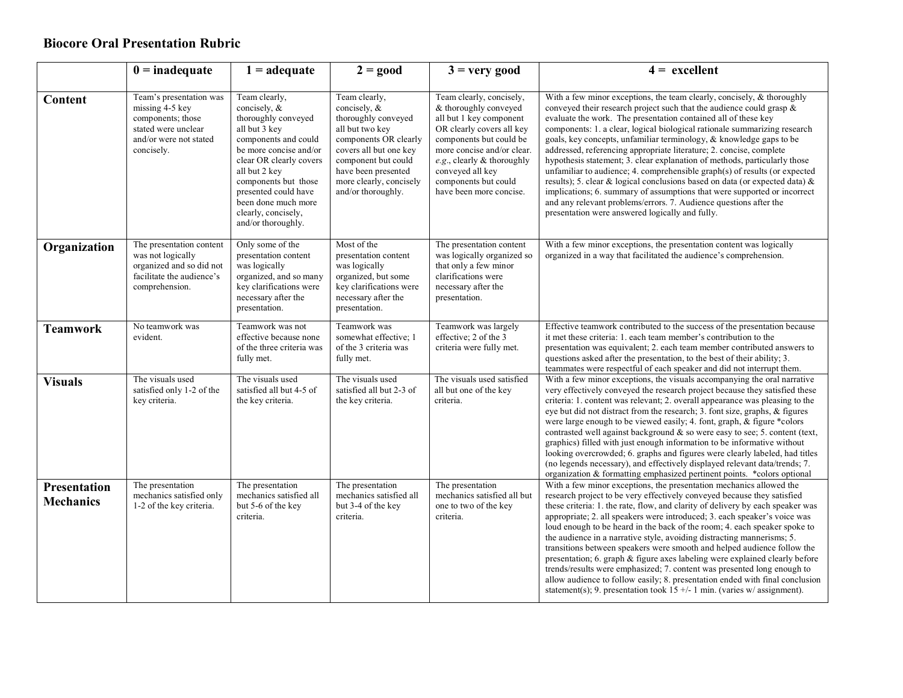## Biocore Oral Presentation Rubric

| | 0 = inadequate | 1 = adequate | 2 = good | 3 = very good | 4 = excellent |
|---|---|---|---|---|---|
| **Content** | Team's presentation was missing 4-5 key components; those stated were unclear and/or were not stated concisely. | Team clearly, concisely, & thoroughly conveyed all but 3 key components and could be more concise and/or clear OR clearly covers all but 2 key components but those presented could have been done much more clearly, concisely, and/or thoroughly. | Team clearly, concisely, & thoroughly conveyed all but two key components OR clearly covers all but one key component but could have been presented more clearly, concisely and/or thoroughly. | Team clearly, concisely, & thoroughly conveyed all but 1 key component OR clearly covers all key components but could be more concise and/or clear. *e.g.*, clearly & thoroughly conveyed all key components but could have been more concise. | With a few minor exceptions, the team clearly, concisely, & thoroughly conveyed their research project such that the audience could grasp & evaluate the work. The presentation contained all of these key components: 1. a clear, logical biological rationale summarizing research goals, key concepts, unfamiliar terminology, & knowledge gaps to be addressed, referencing appropriate literature; 2. concise, complete hypothesis statement; 3. clear explanation of methods, particularly those unfamiliar to audience; 4. comprehensible graph(s) of results (or expected results); 5. clear & logical conclusions based on data (or expected data) & implications; 6. summary of assumptions that were supported or incorrect and any relevant problems/errors. 7. Audience questions after the presentation were answered logically and fully. |
| **Organization** | The presentation content was not logically organized and so did not facilitate the audience's comprehension. | Only some of the presentation content was logically organized, and so many key clarifications were necessary after the presentation. | Most of the presentation content was logically organized, but some key clarifications were necessary after the presentation. | The presentation content was logically organized so that only a few minor clarifications were necessary after the presentation. | With a few minor exceptions, the presentation content was logically organized in a way that facilitated the audience's comprehension. |
| **Teamwork** | No teamwork was evident. | Teamwork was not effective because none of the three criteria was fully met. | Teamwork was somewhat effective; 1 of the 3 criteria was fully met. | Teamwork was largely effective; 2 of the 3 criteria were fully met. | Effective teamwork contributed to the success of the presentation because it met these criteria: 1. each team member's contribution to the presentation was equivalent; 2. each team member contributed answers to questions asked after the presentation, to the best of their ability; 3. teammates were respectful of each speaker and did not interrupt them. |
| **Visuals** | The visuals used satisfied only 1-2 of the key criteria. | The visuals used satisfied all but 4-5 of the key criteria. | The visuals used satisfied all but 2-3 of the key criteria. | The visuals used satisfied all but one of the key criteria. | With a few minor exceptions, the visuals accompanying the oral narrative very effectively conveyed the research project because they satisfied these criteria: 1. content was relevant; 2. overall appearance was pleasing to the eye but did not distract from the research; 3. font size, graphs, & figures were large enough to be viewed easily; 4. font, graph, & figure *colors contrasted well against background & so were easy to see; 5. content (text, graphics) filled with just enough information to be informative without looking overcrowded; 6. graphs and figures were clearly labeled, had titles (no legends necessary), and effectively displayed relevant data/trends; 7. organization & formatting emphasized pertinent points. *colors optional |
| **Presentation Mechanics** | The presentation mechanics satisfied only 1-2 of the key criteria. | The presentation mechanics satisfied all but 5-6 of the key criteria. | The presentation mechanics satisfied all but 3-4 of the key criteria. | The presentation mechanics satisfied all but one to two of the key criteria. | With a few minor exceptions, the presentation mechanics allowed the research project to be very effectively conveyed because they satisfied these criteria: 1. the rate, flow, and clarity of delivery by each speaker was appropriate; 2. all speakers were introduced; 3. each speaker's voice was loud enough to be heard in the back of the room; 4. each speaker spoke to the audience in a narrative style, avoiding distracting mannerisms; 5. transitions between speakers were smooth and helped audience follow the presentation; 6. graph & figure axes labeling were explained clearly before trends/results were emphasized; 7. content was presented long enough to allow audience to follow easily; 8. presentation ended with final conclusion statement(s); 9. presentation took 15 +/- 1 min. (varies w/ assignment). |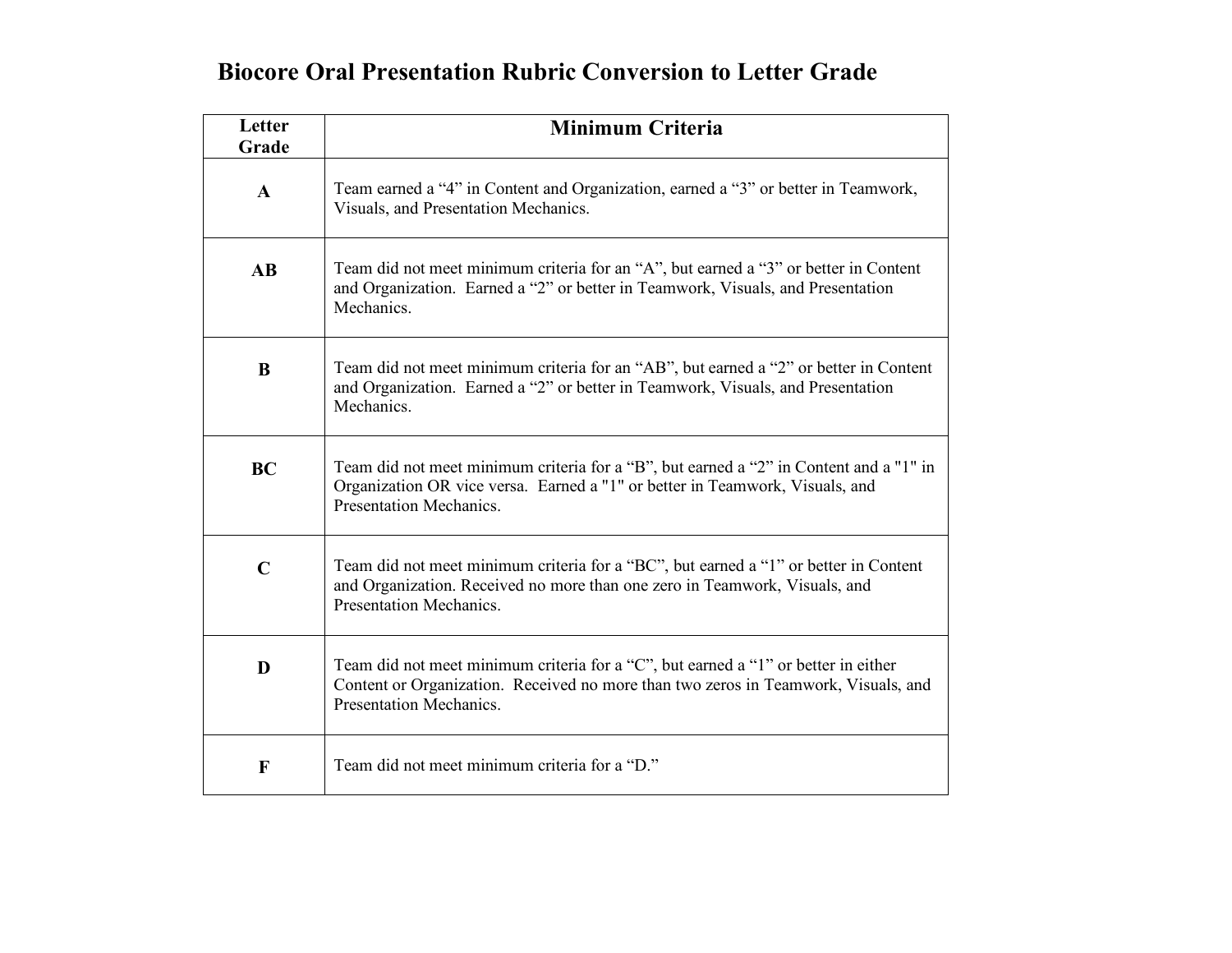# Biocore Oral Presentation Rubric Conversion to Letter Grade

| Letter Grade | Minimum Criteria |
| --- | --- |
| **A** | Team earned a “4” in Content and Organization, earned a “3” or better in Teamwork, Visuals, and Presentation Mechanics. |
| **AB** | Team did not meet minimum criteria for an “A”, but earned a “3” or better in Content and Organization. Earned a “2” or better in Teamwork, Visuals, and Presentation Mechanics. |
| **B** | Team did not meet minimum criteria for an “AB”, but earned a “2” or better in Content and Organization. Earned a “2” or better in Teamwork, Visuals, and Presentation Mechanics. |
| **BC** | Team did not meet minimum criteria for a “B”, but earned a “2” in Content and a "1" in Organization OR vice versa. Earned a "1" or better in Teamwork, Visuals, and Presentation Mechanics. |
| **C** | Team did not meet minimum criteria for a “BC”, but earned a “1” or better in Content and Organization. Received no more than one zero in Teamwork, Visuals, and Presentation Mechanics. |
| **D** | Team did not meet minimum criteria for a “C”, but earned a “1” or better in either Content or Organization. Received no more than two zeros in Teamwork, Visuals, and Presentation Mechanics. |
| **F** | Team did not meet minimum criteria for a “D.” |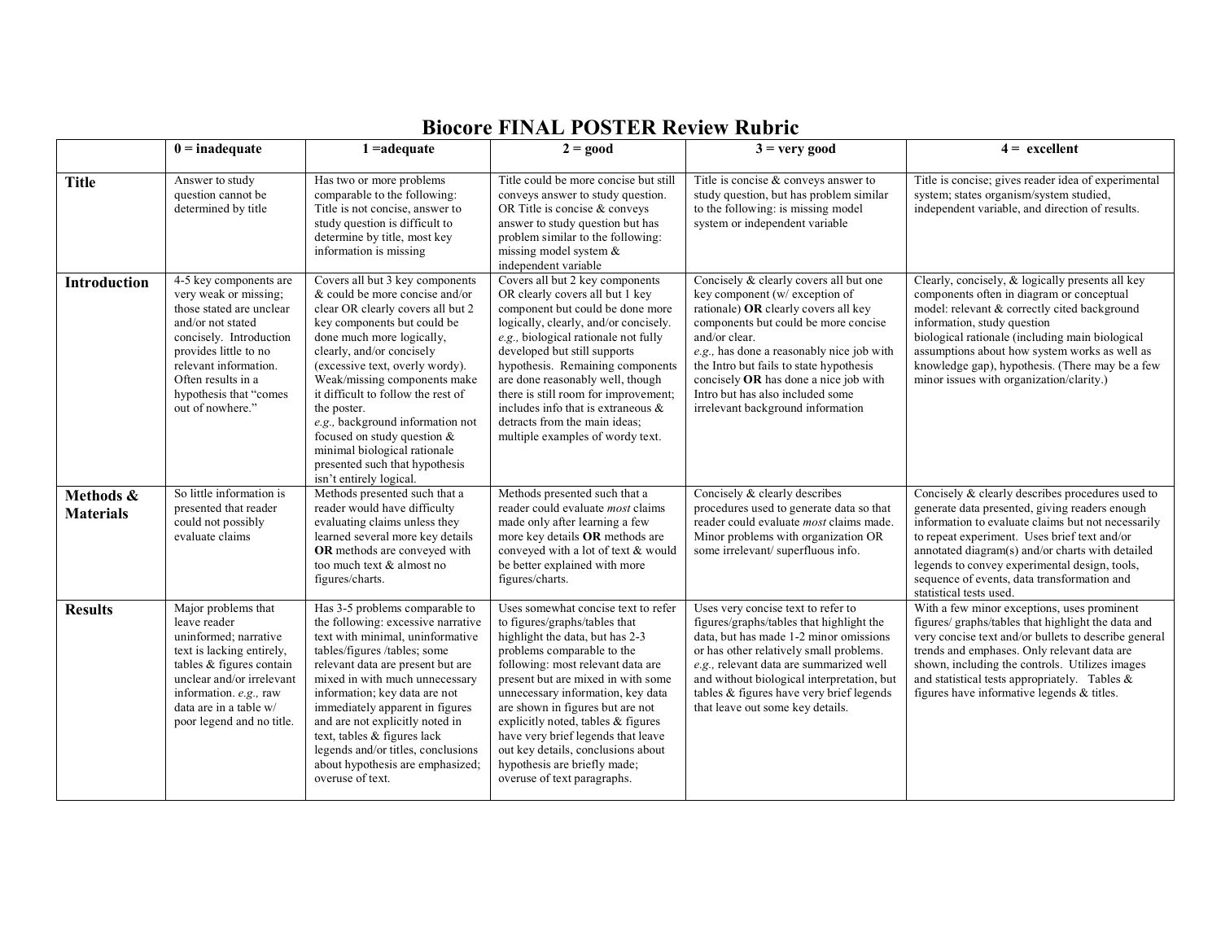# Biocore FINAL POSTER Review Rubric

| | 0 = inadequate | 1 =adequate | 2 = good | 3 = very good | 4 = excellent |
|---|---|---|---|---|---|
| **Title** | Answer to study question cannot be determined by title | Has two or more problems comparable to the following: Title is not concise, answer to study question is difficult to determine by title, most key information is missing | Title could be more concise but still conveys answer to study question. OR Title is concise & conveys answer to study question but has problem similar to the following: missing model system & independent variable | Title is concise & conveys answer to study question, but has problem similar to the following: is missing model system or independent variable | Title is concise; gives reader idea of experimental system; states organism/system studied, independent variable, and direction of results. |
| **Introduction** | 4-5 key components are very weak or missing; those stated are unclear and/or not stated concisely. Introduction provides little to no relevant information. Often results in a hypothesis that "comes out of nowhere." | Covers all but 3 key components & could be more concise and/or clear OR clearly covers all but 2 key components but could be done much more logically, clearly, and/or concisely (excessive text, overly wordy). Weak/missing components make it difficult to follow the rest of the poster. *e.g.,* background information not focused on study question & minimal biological rationale presented such that hypothesis isn't entirely logical. | Covers all but 2 key components OR clearly covers all but 1 key component but could be done more logically, clearly, and/or concisely. *e.g.,* biological rationale not fully developed but still supports hypothesis. Remaining components are done reasonably well, though there is still room for improvement; includes info that is extraneous & detracts from the main ideas; multiple examples of wordy text. | Concisely & clearly covers all but one key component (w/ exception of rationale) **OR** clearly covers all key components but could be more concise and/or clear. *e.g.,* has done a reasonably nice job with the Intro but fails to state hypothesis concisely **OR** has done a nice job with Intro but has also included some irrelevant background information | Clearly, concisely, & logically presents all key components often in diagram or conceptual model: relevant & correctly cited background information, study question biological rationale (including main biological assumptions about how system works as well as knowledge gap), hypothesis. (There may be a few minor issues with organization/clarity.) |
| **Methods & Materials** | So little information is presented that reader could not possibly evaluate claims | Methods presented such that a reader would have difficulty evaluating claims unless they learned several more key details **OR** methods are conveyed with too much text & almost no figures/charts. | Methods presented such that a reader could evaluate *most* claims made only after learning a few more key details **OR** methods are conveyed with a lot of text & would be better explained with more figures/charts. | Concisely & clearly describes procedures used to generate data so that reader could evaluate *most* claims made. Minor problems with organization OR some irrelevant/ superfluous info. | Concisely & clearly describes procedures used to generate data presented, giving readers enough information to evaluate claims but not necessarily to repeat experiment. Uses brief text and/or annotated diagram(s) and/or charts with detailed legends to convey experimental design, tools, sequence of events, data transformation and statistical tests used. |
| **Results** | Major problems that leave reader uninformed; narrative text is lacking entirely, tables & figures contain unclear and/or irrelevant information. *e.g.,* raw data are in a table w/ poor legend and no title. | Has 3-5 problems comparable to the following: excessive narrative text with minimal, uninformative tables/figures /tables; some relevant data are present but are mixed in with much unnecessary information; key data are not immediately apparent in figures and are not explicitly noted in text, tables & figures lack legends and/or titles, conclusions about hypothesis are emphasized; overuse of text. | Uses somewhat concise text to refer to figures/graphs/tables that highlight the data, but has 2-3 problems comparable to the following: most relevant data are present but are mixed in with some unnecessary information, key data are shown in figures but are not explicitly noted, tables & figures have very brief legends that leave out key details, conclusions about hypothesis are briefly made; overuse of text paragraphs. | Uses very concise text to refer to figures/graphs/tables that highlight the data, but has made 1-2 minor omissions or has other relatively small problems. *e.g.,* relevant data are summarized well and without biological interpretation, but tables & figures have very brief legends that leave out some key details. | With a few minor exceptions, uses prominent figures/ graphs/tables that highlight the data and very concise text and/or bullets to describe general trends and emphases. Only relevant data are shown, including the controls. Utilizes images and statistical tests appropriately. Tables & figures have informative legends & titles. |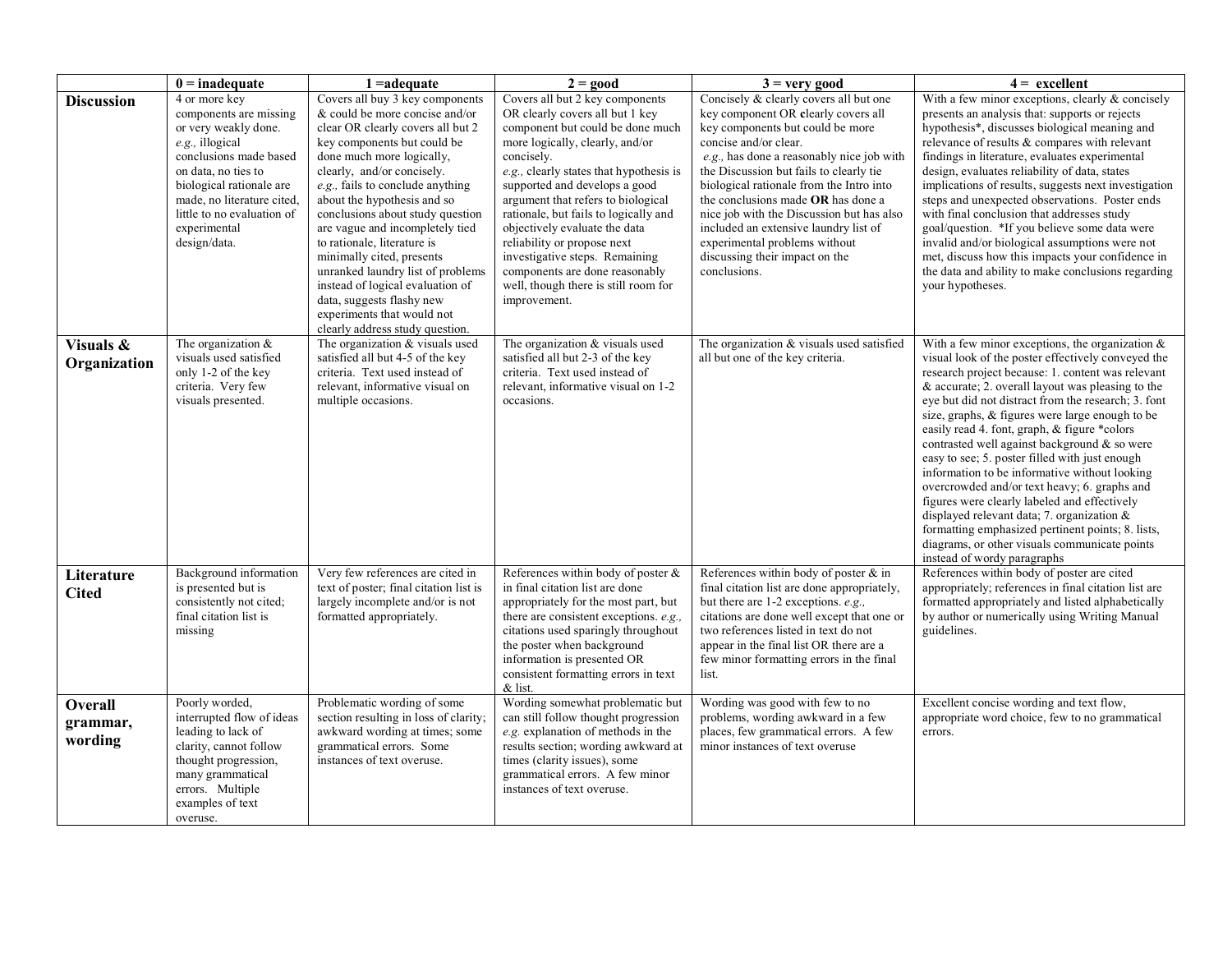| | 0 = inadequate | 1 =adequate | 2 = good | 3 = very good | 4 = excellent |
|---|---|---|---|---|---|
| **Discussion** | 4 or more key components are missing or very weakly done. *e.g.,* illogical conclusions made based on data, no ties to biological rationale are made, no literature cited, little to no evaluation of experimental design/data. | Covers all buy 3 key components & could be more concise and/or clear OR clearly covers all but 2 key components but could be done much more logically, clearly, and/or concisely. *e.g.,* fails to conclude anything about the hypothesis and so conclusions about study question are vague and incompletely tied to rationale, literature is minimally cited, presents unranked laundry list of problems instead of logical evaluation of data, suggests flashy new experiments that would not clearly address study question. | Covers all but 2 key components OR clearly covers all but 1 key component but could be done much more logically, clearly, and/or concisely. *e.g.,* clearly states that hypothesis is supported and develops a good argument that refers to biological rationale, but fails to logically and objectively evaluate the data reliability or propose next investigative steps. Remaining components are done reasonably well, though there is still room for improvement. | Concisely & clearly covers all but one key component OR clearly covers all key components but could be more concise and/or clear. *e.g.,* has done a reasonably nice job with the Discussion but fails to clearly tie biological rationale from the Intro into the conclusions made **OR** has done a nice job with the Discussion but has also included an extensive laundry list of experimental problems without discussing their impact on the conclusions. | With a few minor exceptions, clearly & concisely presents an analysis that: supports or rejects hypothesis*, discusses biological meaning and relevance of results & compares with relevant findings in literature, evaluates experimental design, evaluates reliability of data, states implications of results, suggests next investigation steps and unexpected observations. Poster ends with final conclusion that addresses study goal/question. *If you believe some data were invalid and/or biological assumptions were not met, discuss how this impacts your confidence in the data and ability to make conclusions regarding your hypotheses. |
| **Visuals & Organization** | The organization & visuals used satisfied only 1-2 of the key criteria. Very few visuals presented. | The organization & visuals used satisfied all but 4-5 of the key criteria. Text used instead of relevant, informative visual on multiple occasions. | The organization & visuals used satisfied all but 2-3 of the key criteria. Text used instead of relevant, informative visual on 1-2 occasions. | The organization & visuals used satisfied all but one of the key criteria. | With a few minor exceptions, the organization & visual look of the poster effectively conveyed the research project because: 1. content was relevant & accurate; 2. overall layout was pleasing to the eye but did not distract from the research; 3. font size, graphs, & figures were large enough to be easily read 4. font, graph, & figure *colors contrasted well against background & so were easy to see; 5. poster filled with just enough information to be informative without looking overcrowded and/or text heavy; 6. graphs and figures were clearly labeled and effectively displayed relevant data; 7. organization & formatting emphasized pertinent points; 8. lists, diagrams, or other visuals communicate points instead of wordy paragraphs |
| **Literature Cited** | Background information is presented but is consistently not cited; final citation list is missing | Very few references are cited in text of poster; final citation list is largely incomplete and/or is not formatted appropriately. | References within body of poster & in final citation list are done appropriately for the most part, but there are consistent exceptions. *e.g.,* citations used sparingly throughout the poster when background information is presented OR consistent formatting errors in text & list. | References within body of poster & in final citation list are done appropriately, but there are 1-2 exceptions. *e.g.,* citations are done well except that one or two references listed in text do not appear in the final list OR there are a few minor formatting errors in the final list. | References within body of poster are cited appropriately; references in final citation list are formatted appropriately and listed alphabetically by author or numerically using Writing Manual guidelines. |
| **Overall grammar, wording** | Poorly worded, interrupted flow of ideas leading to lack of clarity, cannot follow thought progression, many grammatical errors. Multiple examples of text overuse. | Problematic wording of some section resulting in loss of clarity; awkward wording at times; some grammatical errors. Some instances of text overuse. | Wording somewhat problematic but can still follow thought progression *e.g.* explanation of methods in the results section; wording awkward at times (clarity issues), some grammatical errors. A few minor instances of text overuse. | Wording was good with few to no problems, wording awkward in a few places, few grammatical errors. A few minor instances of text overuse | Excellent concise wording and text flow, appropriate word choice, few to no grammatical errors. |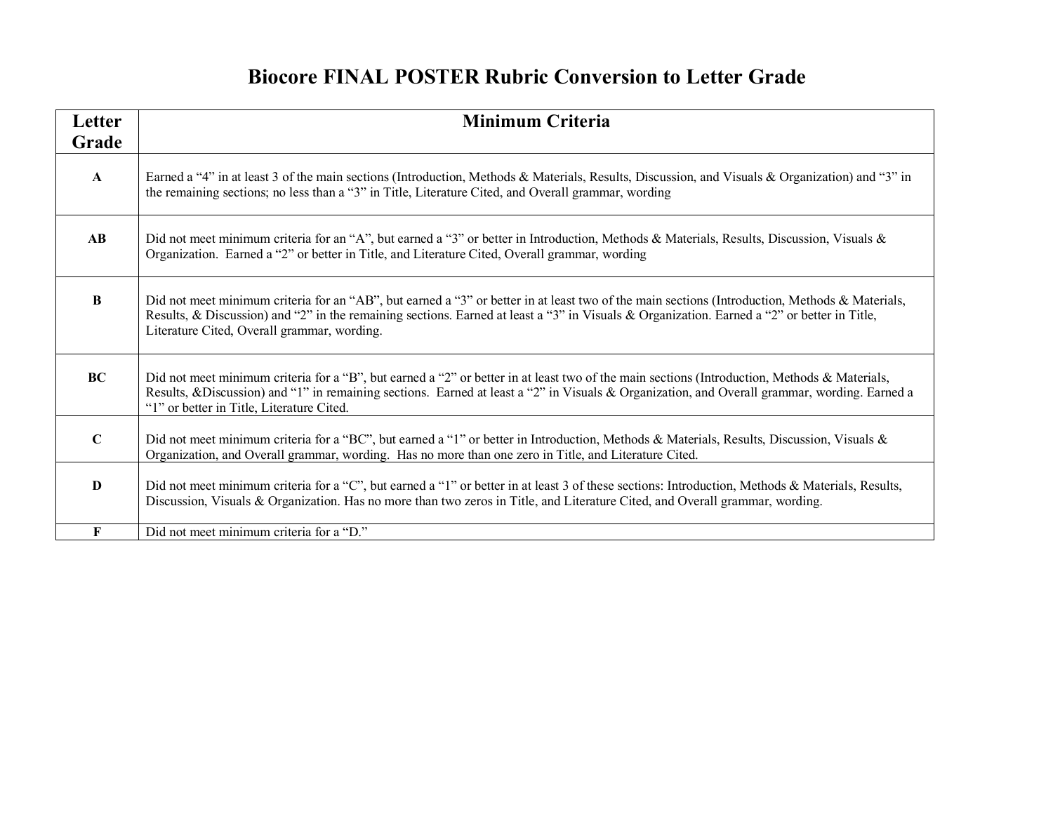# Biocore FINAL POSTER Rubric Conversion to Letter Grade

| Letter Grade | Minimum Criteria |
|---|---|
| **A** | Earned a "4" in at least 3 of the main sections (Introduction, Methods & Materials, Results, Discussion, and Visuals & Organization) and "3" in the remaining sections; no less than a "3" in Title, Literature Cited, and Overall grammar, wording |
| **AB** | Did not meet minimum criteria for an "A", but earned a "3" or better in Introduction, Methods & Materials, Results, Discussion, Visuals & Organization. Earned a "2" or better in Title, and Literature Cited, Overall grammar, wording |
| **B** | Did not meet minimum criteria for an "AB", but earned a "3" or better in at least two of the main sections (Introduction, Methods & Materials, Results, & Discussion) and "2" in the remaining sections. Earned at least a "3" in Visuals & Organization. Earned a "2" or better in Title, Literature Cited, Overall grammar, wording. |
| **BC** | Did not meet minimum criteria for a "B", but earned a "2" or better in at least two of the main sections (Introduction, Methods & Materials, Results, &Discussion) and "1" in remaining sections. Earned at least a "2" in Visuals & Organization, and Overall grammar, wording. Earned a "1" or better in Title, Literature Cited. |
| **C** | Did not meet minimum criteria for a "BC", but earned a "1" or better in Introduction, Methods & Materials, Results, Discussion, Visuals & Organization, and Overall grammar, wording. Has no more than one zero in Title, and Literature Cited. |
| **D** | Did not meet minimum criteria for a "C", but earned a "1" or better in at least 3 of these sections: Introduction, Methods & Materials, Results, Discussion, Visuals & Organization. Has no more than two zeros in Title, and Literature Cited, and Overall grammar, wording. |
| **F** | Did not meet minimum criteria for a "D." |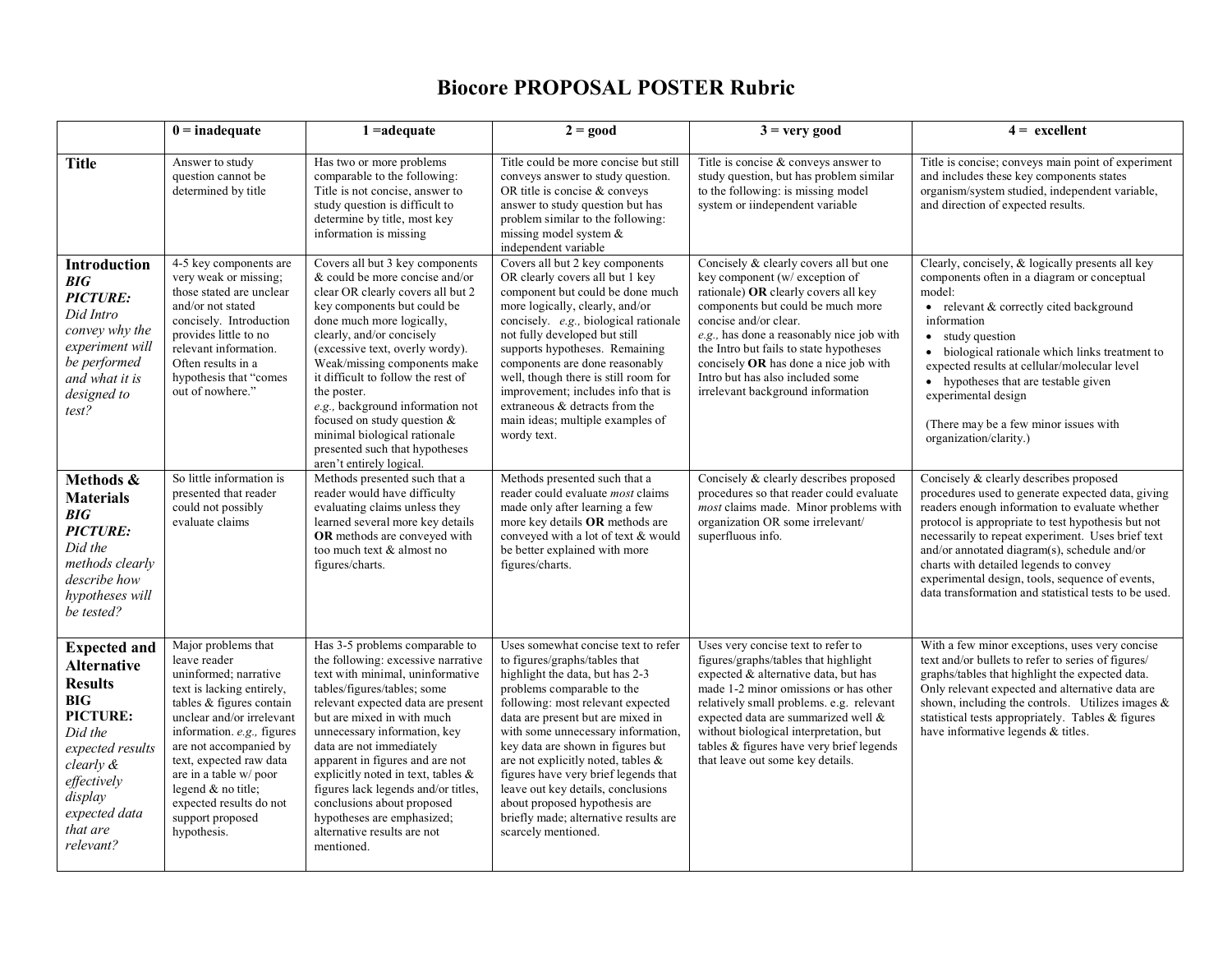# Biocore PROPOSAL POSTER Rubric

| | 0 = inadequate | 1 =adequate | 2 = good | 3 = very good | 4 = excellent |
|---|---|---|---|---|---|
| **Title** | Answer to study question cannot be determined by title | Has two or more problems comparable to the following: Title is not concise, answer to study question is difficult to determine by title, most key information is missing | Title could be more concise but still conveys answer to study question. OR title is concise & conveys answer to study question but has problem similar to the following: missing model system & independent variable | Title is concise & conveys answer to study question, but has problem similar to the following: is missing model system or iindependent variable | Title is concise; conveys main point of experiment and includes these key components states organism/system studied, independent variable, and direction of expected results. |
| **Introduction** ***BIG PICTURE:*** *Did Intro convey why the experiment will be performed and what it is designed to test?* | 4-5 key components are very weak or missing; those stated are unclear and/or not stated concisely. Introduction provides little to no relevant information. Often results in a hypothesis that "comes out of nowhere." | Covers all but 3 key components & could be more concise and/or clear OR clearly covers all but 2 key components but could be done much more logically, clearly, and/or concisely (excessive text, overly wordy). Weak/missing components make it difficult to follow the rest of the poster. *e.g.,* background information not focused on study question & minimal biological rationale presented such that hypotheses aren't entirely logical. | Covers all but 2 key components OR clearly covers all but 1 key component but could be done much more logically, clearly, and/or concisely. *e.g.,* biological rationale not fully developed but still supports hypotheses. Remaining components are done reasonably well, though there is still room for improvement; includes info that is extraneous & detracts from the main ideas; multiple examples of wordy text. | Concisely & clearly covers all but one key component (w/ exception of rationale) **OR** clearly covers all key components but could be much more concise and/or clear. *e.g.,* has done a reasonably nice job with the Intro but fails to state hypotheses concisely **OR** has done a nice job with Intro but has also included some irrelevant background information | Clearly, concisely, & logically presents all key components often in a diagram or conceptual model:<br>• relevant & correctly cited background information<br>• study question<br>• biological rationale which links treatment to expected results at cellular/molecular level<br>• hypotheses that are testable given experimental design<br><br>(There may be a few minor issues with organization/clarity.) |
| **Methods & Materials** ***BIG PICTURE:*** *Did the methods clearly describe how hypotheses will be tested?* | So little information is presented that reader could not possibly evaluate claims | Methods presented such that a reader would have difficulty evaluating claims unless they learned several more key details **OR** methods are conveyed with too much text & almost no figures/charts. | Methods presented such that a reader could evaluate *most* claims made only after learning a few more key details **OR** methods are conveyed with a lot of text & would be better explained with more figures/charts. | Concisely & clearly describes proposed procedures so that reader could evaluate *most* claims made. Minor problems with organization OR some irrelevant/ superfluous info. | Concisely & clearly describes proposed procedures used to generate expected data, giving readers enough information to evaluate whether protocol is appropriate to test hypothesis but not necessarily to repeat experiment. Uses brief text and/or annotated diagram(s), schedule and/or charts with detailed legends to convey experimental design, tools, sequence of events, data transformation and statistical tests to be used. |
| **Expected and Alternative Results** **BIG PICTURE:** *Did the expected results clearly & effectively display expected data that are relevant?* | Major problems that leave reader uninformed; narrative text is lacking entirely, tables & figures contain unclear and/or irrelevant information. *e.g.,* figures are not accompanied by text, expected raw data are in a table w/ poor legend & no title; expected results do not support proposed hypothesis. | Has 3-5 problems comparable to the following: excessive narrative text with minimal, uninformative tables/figures/tables; some relevant expected data are present but are mixed in with much unnecessary information, key data are not immediately apparent in figures and are not explicitly noted in text, tables & figures lack legends and/or titles, conclusions about proposed hypotheses are emphasized; alternative results are not mentioned. | Uses somewhat concise text to refer to figures/graphs/tables that highlight the data, but has 2-3 problems comparable to the following: most relevant expected data are present but are mixed in with some unnecessary information, key data are shown in figures but are not explicitly noted, tables & figures have very brief legends that leave out key details, conclusions about proposed hypothesis are briefly made; alternative results are scarcely mentioned. | Uses very concise text to refer to figures/graphs/tables that highlight expected & alternative data, but has made 1-2 minor omissions or has other relatively small problems. e.g. relevant expected data are summarized well & without biological interpretation, but tables & figures have very brief legends that leave out some key details. | With a few minor exceptions, uses very concise text and/or bullets to refer to series of figures/ graphs/tables that highlight the expected data. Only relevant expected and alternative data are shown, including the controls. Utilizes images & statistical tests appropriately. Tables & figures have informative legends & titles. |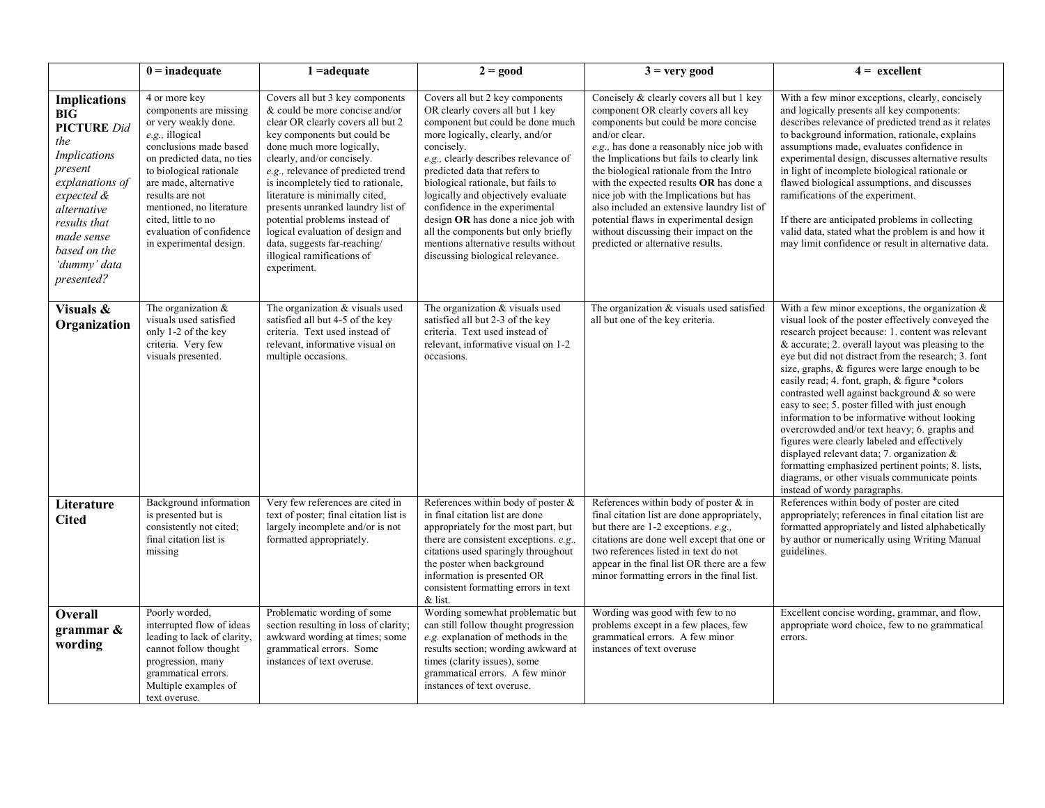| | 0 = inadequate | 1 =adequate | 2 = good | 3 = very good | 4 = excellent |
|---|---|---|---|---|---|
| **Implications BIG PICTURE** *Did the Implications present explanations of expected & alternative results that made sense based on the 'dummy' data presented?* | 4 or more key components are missing or very weakly done. *e.g.,* illogical conclusions made based on predicted data, no ties to biological rationale are made, alternative results are not mentioned, no literature cited, little to no evaluation of confidence in experimental design. | Covers all but 3 key components & could be more concise and/or clear OR clearly covers all but 2 key components but could be done much more logically, clearly, and/or concisely. *e.g.,* relevance of predicted trend is incompletely tied to rationale, literature is minimally cited, presents unranked laundry list of potential problems instead of logical evaluation of design and data, suggests far-reaching/ illogical ramifications of experiment. | Covers all but 2 key components OR clearly covers all but 1 key component but could be done much more logically, clearly, and/or concisely. *e.g.,* clearly describes relevance of predicted data that refers to biological rationale, but fails to logically and objectively evaluate confidence in the experimental design **OR** has done a nice job with all the components but only briefly mentions alternative results without discussing biological relevance. | Concisely & clearly covers all but 1 key component OR clearly covers all key components but could be more concise and/or clear. *e.g.,* has done a reasonably nice job with the Implications but fails to clearly link the biological rationale from the Intro with the expected results **OR** has done a nice job with the Implications but has also included an extensive laundry list of potential flaws in experimental design without discussing their impact on the predicted or alternative results. | With a few minor exceptions, clearly, concisely and logically presents all key components: describes relevance of predicted trend as it relates to background information, rationale, explains assumptions made, evaluates confidence in experimental design, discusses alternative results in light of incomplete biological rationale or flawed biological assumptions, and discusses ramifications of the experiment. If there are anticipated problems in collecting valid data, stated what the problem is and how it may limit confidence or result in alternative data. |
| **Visuals & Organization** | The organization & visuals used satisfied only 1-2 of the key criteria. Very few visuals presented. | The organization & visuals used satisfied all but 4-5 of the key criteria. Text used instead of relevant, informative visual on multiple occasions. | The organization & visuals used satisfied all but 2-3 of the key criteria. Text used instead of relevant, informative visual on 1-2 occasions. | The organization & visuals used satisfied all but one of the key criteria. | With a few minor exceptions, the organization & visual look of the poster effectively conveyed the research project because: 1. content was relevant & accurate; 2. overall layout was pleasing to the eye but did not distract from the research; 3. font size, graphs, & figures were large enough to be easily read; 4. font, graph, & figure *colors contrasted well against background & so were easy to see; 5. poster filled with just enough information to be informative without looking overcrowded and/or text heavy; 6. graphs and figures were clearly labeled and effectively displayed relevant data; 7. organization & formatting emphasized pertinent points; 8. lists, diagrams, or other visuals communicate points instead of wordy paragraphs. |
| **Literature Cited** | Background information is presented but is consistently not cited; final citation list is missing | Very few references are cited in text of poster; final citation list is largely incomplete and/or is not formatted appropriately. | References within body of poster & in final citation list are done appropriately for the most part, but there are consistent exceptions. *e.g.,* citations used sparingly throughout the poster when background information is presented OR consistent formatting errors in text & list. | References within body of poster & in final citation list are done appropriately, but there are 1-2 exceptions. *e.g.,* citations are done well except that one or two references listed in text do not appear in the final list OR there are a few minor formatting errors in the final list. | References within body of poster are cited appropriately; references in final citation list are formatted appropriately and listed alphabetically by author or numerically using Writing Manual guidelines. |
| **Overall grammar & wording** | Poorly worded, interrupted flow of ideas leading to lack of clarity, cannot follow thought progression, many grammatical errors. Multiple examples of text overuse. | Problematic wording of some section resulting in loss of clarity; awkward wording at times; some grammatical errors. Some instances of text overuse. | Wording somewhat problematic but can still follow thought progression *e.g.* explanation of methods in the results section; wording awkward at times (clarity issues), some grammatical errors. A few minor instances of text overuse. | Wording was good with few to no problems except in a few places, few grammatical errors. A few minor instances of text overuse | Excellent concise wording, grammar, and flow, appropriate word choice, few to no grammatical errors. |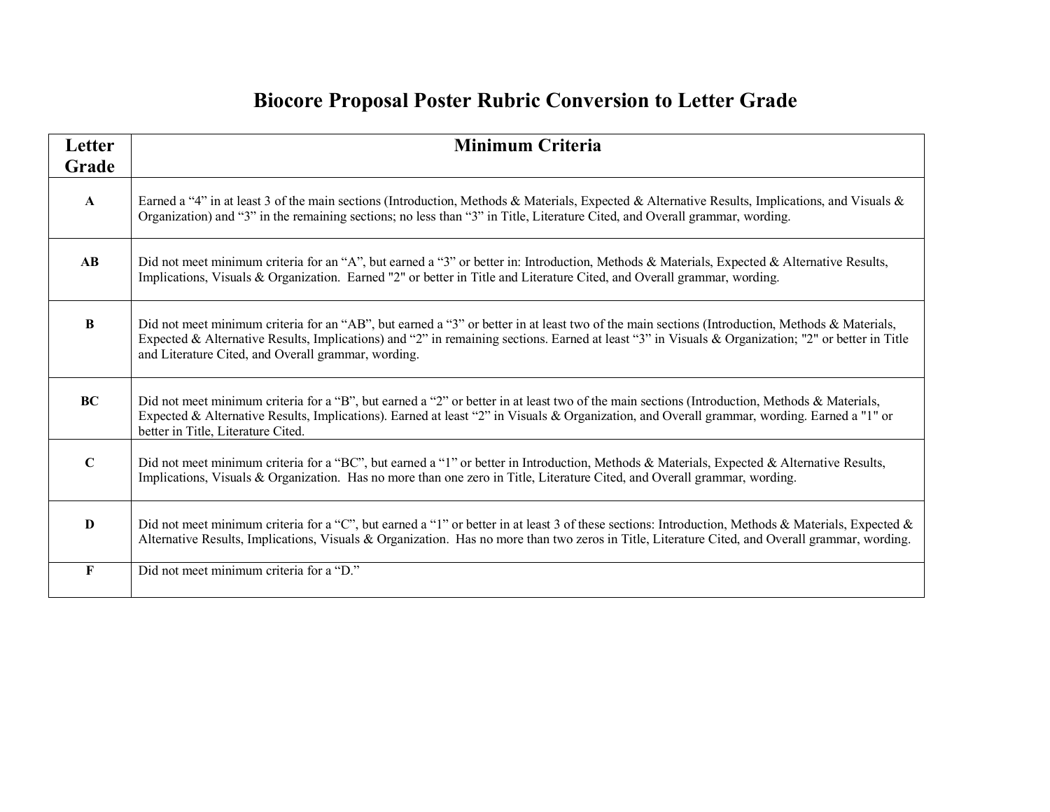# Biocore Proposal Poster Rubric Conversion to Letter Grade

| Letter Grade | Minimum Criteria |
|---|---|
| **A** | Earned a “4” in at least 3 of the main sections (Introduction, Methods & Materials, Expected & Alternative Results, Implications, and Visuals & Organization) and “3” in the remaining sections; no less than “3” in Title, Literature Cited, and Overall grammar, wording. |
| **AB** | Did not meet minimum criteria for an “A”, but earned a “3” or better in: Introduction, Methods & Materials, Expected & Alternative Results, Implications, Visuals & Organization. Earned "2" or better in Title and Literature Cited, and Overall grammar, wording. |
| **B** | Did not meet minimum criteria for an “AB”, but earned a “3” or better in at least two of the main sections (Introduction, Methods & Materials, Expected & Alternative Results, Implications) and “2” in remaining sections. Earned at least “3” in Visuals & Organization; "2" or better in Title and Literature Cited, and Overall grammar, wording. |
| **BC** | Did not meet minimum criteria for a “B”, but earned a “2” or better in at least two of the main sections (Introduction, Methods & Materials, Expected & Alternative Results, Implications). Earned at least “2” in Visuals & Organization, and Overall grammar, wording. Earned a "1" or better in Title, Literature Cited. |
| **C** | Did not meet minimum criteria for a “BC”, but earned a “1” or better in Introduction, Methods & Materials, Expected & Alternative Results, Implications, Visuals & Organization. Has no more than one zero in Title, Literature Cited, and Overall grammar, wording. |
| **D** | Did not meet minimum criteria for a “C”, but earned a “1” or better in at least 3 of these sections: Introduction, Methods & Materials, Expected & Alternative Results, Implications, Visuals & Organization. Has no more than two zeros in Title, Literature Cited, and Overall grammar, wording. |
| **F** | Did not meet minimum criteria for a “D.” |